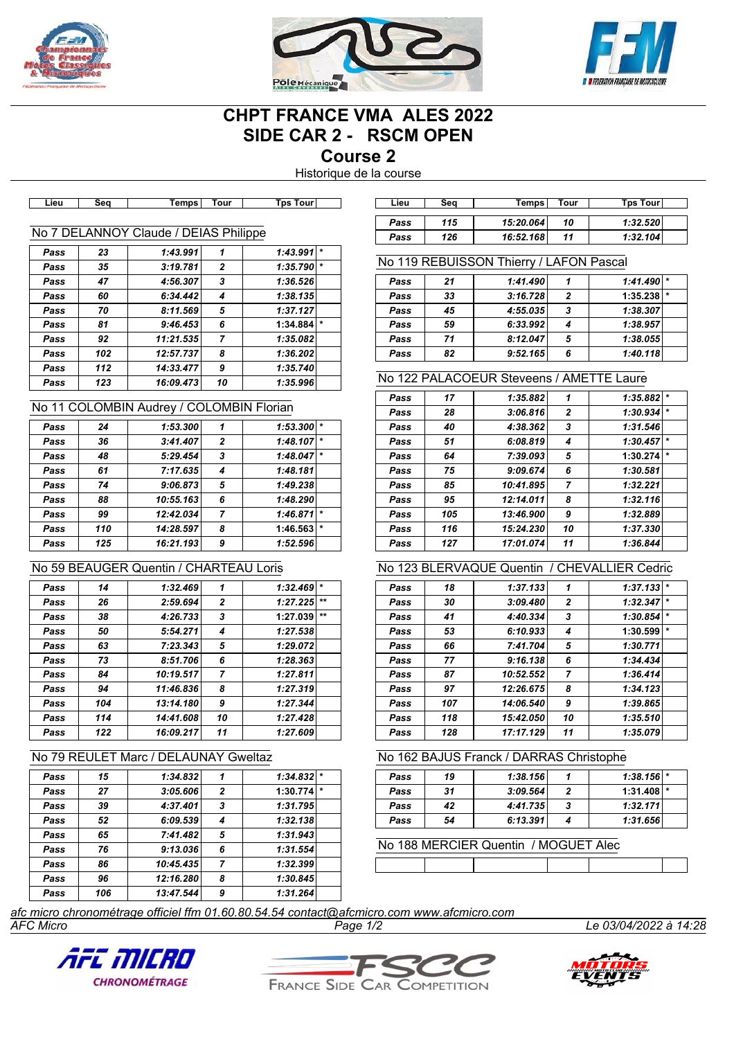# CHPT FRANCE VMA ALES 2022
# SIDE CAR 2 - RSCM OPEN
## Course 2
Historique de la course

### No 7 DELANNOY Claude / DEIAS Philippe

| Lieu | Seq | Temps | Tour | Tps Tour | |
|---|---|---|---|---|---|
| Pass | 23 | 1:43.991 | 1 | 1:43.991 | * |
| Pass | 35 | 3:19.781 | 2 | 1:35.790 | * |
| Pass | 47 | 4:56.307 | 3 | 1:36.526 | |
| Pass | 60 | 6:34.442 | 4 | 1:38.135 | |
| Pass | 70 | 8:11.569 | 5 | 1:37.127 | |
| Pass | 81 | 9:46.453 | 6 | 1:34.884 | * |
| Pass | 92 | 11:21.535 | 7 | 1:35.082 | |
| Pass | 102 | 12:57.737 | 8 | 1:36.202 | |
| Pass | 112 | 14:33.477 | 9 | 1:35.740 | |
| Pass | 123 | 16:09.473 | 10 | 1:35.996 | |

### No 11 COLOMBIN Audrey / COLOMBIN Florian

| Lieu | Seq | Temps | Tour | Tps Tour | |
|---|---|---|---|---|---|
| Pass | 24 | 1:53.300 | 1 | 1:53.300 | * |
| Pass | 36 | 3:41.407 | 2 | 1:48.107 | * |
| Pass | 48 | 5:29.454 | 3 | 1:48.047 | * |
| Pass | 61 | 7:17.635 | 4 | 1:48.181 | |
| Pass | 74 | 9:06.873 | 5 | 1:49.238 | |
| Pass | 88 | 10:55.163 | 6 | 1:48.290 | |
| Pass | 99 | 12:42.034 | 7 | 1:46.871 | * |
| Pass | 110 | 14:28.597 | 8 | 1:46.563 | * |
| Pass | 125 | 16:21.193 | 9 | 1:52.596 | |

### No 59 BEAUGER Quentin / CHARTEAU Loris

| Lieu | Seq | Temps | Tour | Tps Tour | |
|---|---|---|---|---|---|
| Pass | 14 | 1:32.469 | 1 | 1:32.469 | * |
| Pass | 26 | 2:59.694 | 2 | 1:27.225 | ** |
| Pass | 38 | 4:26.733 | 3 | 1:27.039 | ** |
| Pass | 50 | 5:54.271 | 4 | 1:27.538 | |
| Pass | 63 | 7:23.343 | 5 | 1:29.072 | |
| Pass | 73 | 8:51.706 | 6 | 1:28.363 | |
| Pass | 84 | 10:19.517 | 7 | 1:27.811 | |
| Pass | 94 | 11:46.836 | 8 | 1:27.319 | |
| Pass | 104 | 13:14.180 | 9 | 1:27.344 | |
| Pass | 114 | 14:41.608 | 10 | 1:27.428 | |
| Pass | 122 | 16:09.217 | 11 | 1:27.609 | |

### No 79 REULET Marc / DELAUNAY Gweltaz

| Lieu | Seq | Temps | Tour | Tps Tour | |
|---|---|---|---|---|---|
| Pass | 15 | 1:34.832 | 1 | 1:34.832 | * |
| Pass | 27 | 3:05.606 | 2 | 1:30.774 | * |
| Pass | 39 | 4:37.401 | 3 | 1:31.795 | |
| Pass | 52 | 6:09.539 | 4 | 1:32.138 | |
| Pass | 65 | 7:41.482 | 5 | 1:31.943 | |
| Pass | 76 | 9:13.036 | 6 | 1:31.554 | |
| Pass | 86 | 10:45.435 | 7 | 1:32.399 | |
| Pass | 96 | 12:16.280 | 8 | 1:30.845 | |
| Pass | 106 | 13:47.544 | 9 | 1:31.264 | |
| Pass | 115 | 15:20.064 | 10 | 1:32.520 | |
| Pass | 126 | 16:52.168 | 11 | 1:32.104 | |

### No 119 REBUISSON Thierry / LAFON Pascal

| Lieu | Seq | Temps | Tour | Tps Tour | |
|---|---|---|---|---|---|
| Pass | 21 | 1:41.490 | 1 | 1:41.490 | * |
| Pass | 33 | 3:16.728 | 2 | 1:35.238 | * |
| Pass | 45 | 4:55.035 | 3 | 1:38.307 | |
| Pass | 59 | 6:33.992 | 4 | 1:38.957 | |
| Pass | 71 | 8:12.047 | 5 | 1:38.055 | |
| Pass | 82 | 9:52.165 | 6 | 1:40.118 | |

### No 122 PALACOEUR Steveens / AMETTE Laure

| Lieu | Seq | Temps | Tour | Tps Tour | |
|---|---|---|---|---|---|
| Pass | 17 | 1:35.882 | 1 | 1:35.882 | * |
| Pass | 28 | 3:06.816 | 2 | 1:30.934 | * |
| Pass | 40 | 4:38.362 | 3 | 1:31.546 | |
| Pass | 51 | 6:08.819 | 4 | 1:30.457 | * |
| Pass | 64 | 7:39.093 | 5 | 1:30.274 | * |
| Pass | 75 | 9:09.674 | 6 | 1:30.581 | |
| Pass | 85 | 10:41.895 | 7 | 1:32.221 | |
| Pass | 95 | 12:14.011 | 8 | 1:32.116 | |
| Pass | 105 | 13:46.900 | 9 | 1:32.889 | |
| Pass | 116 | 15:24.230 | 10 | 1:37.330 | |
| Pass | 127 | 17:01.074 | 11 | 1:36.844 | |

### No 123 BLERVAQUE Quentin / CHEVALLIER Cedric

| Lieu | Seq | Temps | Tour | Tps Tour | |
|---|---|---|---|---|---|
| Pass | 18 | 1:37.133 | 1 | 1:37.133 | * |
| Pass | 30 | 3:09.480 | 2 | 1:32.347 | * |
| Pass | 41 | 4:40.334 | 3 | 1:30.854 | * |
| Pass | 53 | 6:10.933 | 4 | 1:30.599 | * |
| Pass | 66 | 7:41.704 | 5 | 1:30.771 | |
| Pass | 77 | 9:16.138 | 6 | 1:34.434 | |
| Pass | 87 | 10:52.552 | 7 | 1:36.414 | |
| Pass | 97 | 12:26.675 | 8 | 1:34.123 | |
| Pass | 107 | 14:06.540 | 9 | 1:39.865 | |
| Pass | 118 | 15:42.050 | 10 | 1:35.510 | |
| Pass | 128 | 17:17.129 | 11 | 1:35.079 | |

### No 162 BAJUS Franck / DARRAS Christophe

| Lieu | Seq | Temps | Tour | Tps Tour | |
|---|---|---|---|---|---|
| Pass | 19 | 1:38.156 | 1 | 1:38.156 | * |
| Pass | 31 | 3:09.564 | 2 | 1:31.408 | * |
| Pass | 42 | 4:41.735 | 3 | 1:32.171 | |
| Pass | 54 | 6:13.391 | 4 | 1:31.656 | |

### No 188 MERCIER Quentin / MOGUET Alec

| Lieu | Seq | Temps | Tour | Tps Tour | |
|---|---|---|---|---|---|
| | | | | | |

*afc micro chronométrage officiel ffm 01.60.80.54.54 contact@afcmicro.com www.afcmicro.com*

*AFC Micro* — *Le 03/04/2022 à 14:28*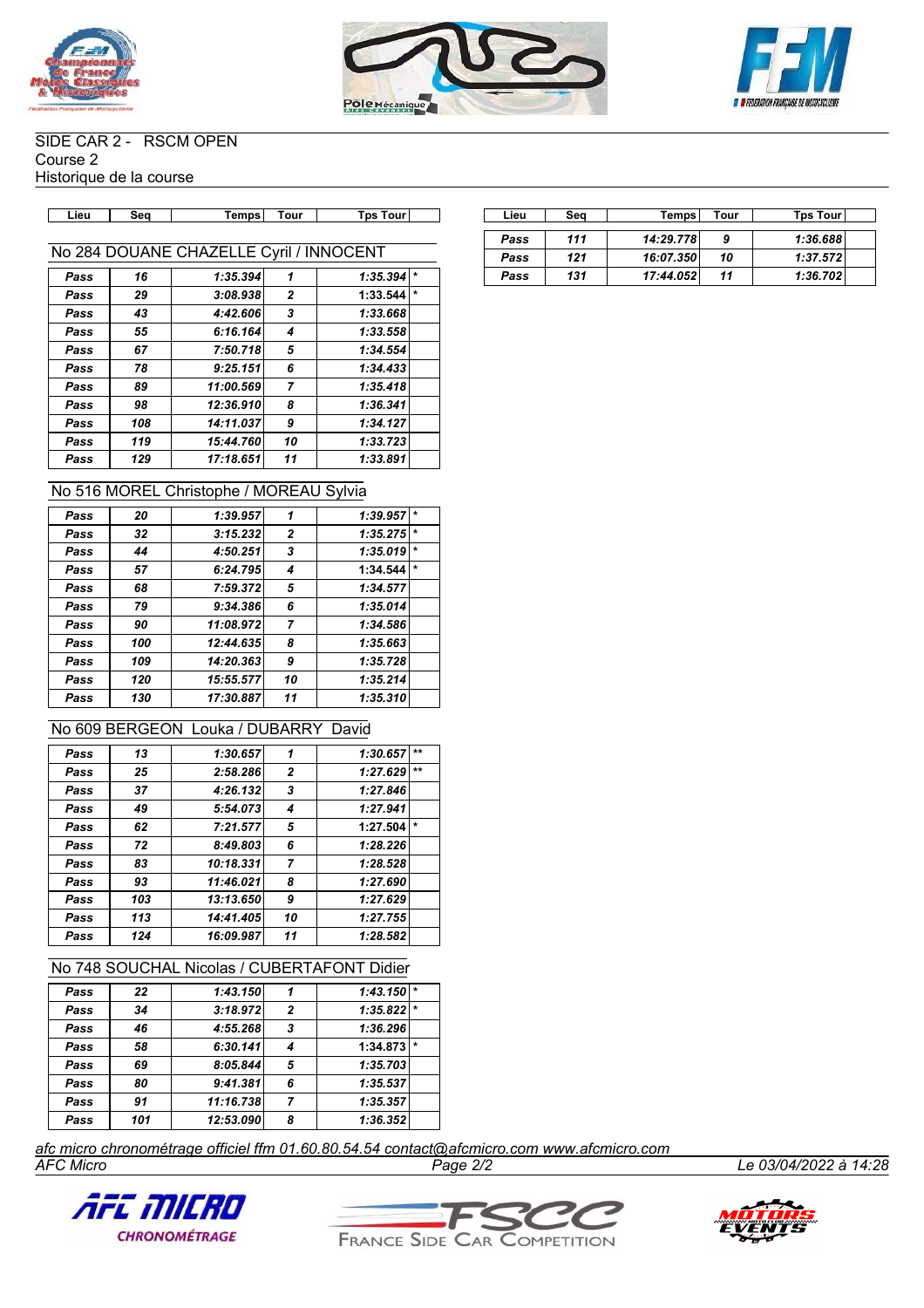SIDE CAR 2 - RSCM OPEN
Course 2
Historique de la course

### No 284 DOUANE CHAZELLE Cyril / INNOCENT

| Lieu | Seq | Temps | Tour | Tps Tour | |
|---|---|---|---|---|---|
| Pass | 16 | 1:35.394 | 1 | 1:35.394 | * |
| Pass | 29 | 3:08.938 | 2 | 1:33.544 | * |
| Pass | 43 | 4:42.606 | 3 | 1:33.668 | |
| Pass | 55 | 6:16.164 | 4 | 1:33.558 | |
| Pass | 67 | 7:50.718 | 5 | 1:34.554 | |
| Pass | 78 | 9:25.151 | 6 | 1:34.433 | |
| Pass | 89 | 11:00.569 | 7 | 1:35.418 | |
| Pass | 98 | 12:36.910 | 8 | 1:36.341 | |
| Pass | 108 | 14:11.037 | 9 | 1:34.127 | |
| Pass | 119 | 15:44.760 | 10 | 1:33.723 | |
| Pass | 129 | 17:18.651 | 11 | 1:33.891 | |

### No 516 MOREL Christophe / MOREAU Sylvia

| Lieu | Seq | Temps | Tour | Tps Tour | |
|---|---|---|---|---|---|
| Pass | 20 | 1:39.957 | 1 | 1:39.957 | * |
| Pass | 32 | 3:15.232 | 2 | 1:35.275 | * |
| Pass | 44 | 4:50.251 | 3 | 1:35.019 | * |
| Pass | 57 | 6:24.795 | 4 | 1:34.544 | * |
| Pass | 68 | 7:59.372 | 5 | 1:34.577 | |
| Pass | 79 | 9:34.386 | 6 | 1:35.014 | |
| Pass | 90 | 11:08.972 | 7 | 1:34.586 | |
| Pass | 100 | 12:44.635 | 8 | 1:35.663 | |
| Pass | 109 | 14:20.363 | 9 | 1:35.728 | |
| Pass | 120 | 15:55.577 | 10 | 1:35.214 | |
| Pass | 130 | 17:30.887 | 11 | 1:35.310 | |

### No 609 BERGEON Louka / DUBARRY David

| Lieu | Seq | Temps | Tour | Tps Tour | |
|---|---|---|---|---|---|
| Pass | 13 | 1:30.657 | 1 | 1:30.657 | ** |
| Pass | 25 | 2:58.286 | 2 | 1:27.629 | ** |
| Pass | 37 | 4:26.132 | 3 | 1:27.846 | |
| Pass | 49 | 5:54.073 | 4 | 1:27.941 | |
| Pass | 62 | 7:21.577 | 5 | 1:27.504 | * |
| Pass | 72 | 8:49.803 | 6 | 1:28.226 | |
| Pass | 83 | 10:18.331 | 7 | 1:28.528 | |
| Pass | 93 | 11:46.021 | 8 | 1:27.690 | |
| Pass | 103 | 13:13.650 | 9 | 1:27.629 | |
| Pass | 113 | 14:41.405 | 10 | 1:27.755 | |
| Pass | 124 | 16:09.987 | 11 | 1:28.582 | |

### No 748 SOUCHAL Nicolas / CUBERTAFONT Didier

| Lieu | Seq | Temps | Tour | Tps Tour | |
|---|---|---|---|---|---|
| Pass | 22 | 1:43.150 | 1 | 1:43.150 | * |
| Pass | 34 | 3:18.972 | 2 | 1:35.822 | * |
| Pass | 46 | 4:55.268 | 3 | 1:36.296 | |
| Pass | 58 | 6:30.141 | 4 | 1:34.873 | * |
| Pass | 69 | 8:05.844 | 5 | 1:35.703 | |
| Pass | 80 | 9:41.381 | 6 | 1:35.537 | |
| Pass | 91 | 11:16.738 | 7 | 1:35.357 | |
| Pass | 101 | 12:53.090 | 8 | 1:36.352 | |
| Pass | 111 | 14:29.778 | 9 | 1:36.688 | |
| Pass | 121 | 16:07.350 | 10 | 1:37.572 | |
| Pass | 131 | 17:44.052 | 11 | 1:36.702 | |

*afc micro chronométrage officiel ffm 01.60.80.54.54 contact@afcmicro.com www.afcmicro.com*

*AFC Micro* — *Le 03/04/2022 à 14:28*